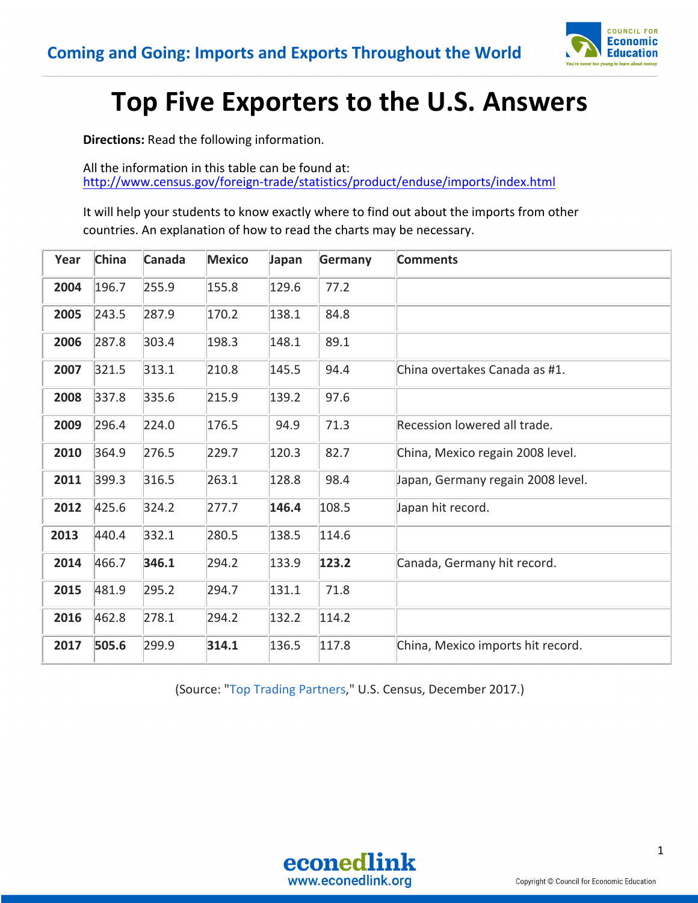# Top Five Exporters to the U.S. Answers

**Directions:** Read the following information.

All the information in this table can be found at:
http://www.census.gov/foreign-trade/statistics/product/enduse/imports/index.html

It will help your students to know exactly where to find out about the imports from other countries. An explanation of how to read the charts may be necessary.

| Year | China | Canada | Mexico | Japan | Germany | Comments |
|---|---|---|---|---|---|---|
| **2004** | 196.7 | 255.9 | 155.8 | 129.6 | 77.2 | |
| **2005** | 243.5 | 287.9 | 170.2 | 138.1 | 84.8 | |
| **2006** | 287.8 | 303.4 | 198.3 | 148.1 | 89.1 | |
| **2007** | 321.5 | 313.1 | 210.8 | 145.5 | 94.4 | China overtakes Canada as #1. |
| **2008** | 337.8 | 335.6 | 215.9 | 139.2 | 97.6 | |
| **2009** | 296.4 | 224.0 | 176.5 | 94.9 | 71.3 | Recession lowered all trade. |
| **2010** | 364.9 | 276.5 | 229.7 | 120.3 | 82.7 | China, Mexico regain 2008 level. |
| **2011** | 399.3 | 316.5 | 263.1 | 128.8 | 98.4 | Japan, Germany regain 2008 level. |
| **2012** | 425.6 | 324.2 | 277.7 | **146.4** | 108.5 | Japan hit record. |
| **2013** | 440.4 | 332.1 | 280.5 | 138.5 | 114.6 | |
| **2014** | 466.7 | **346.1** | 294.2 | 133.9 | **123.2** | Canada, Germany hit record. |
| **2015** | 481.9 | 295.2 | 294.7 | 131.1 | 71.8 | |
| **2016** | 462.8 | 278.1 | 294.2 | 132.2 | 114.2 | |
| **2017** | **505.6** | 299.9 | **314.1** | 136.5 | 117.8 | China, Mexico imports hit record. |

(Source: "Top Trading Partners," U.S. Census, December 2017.)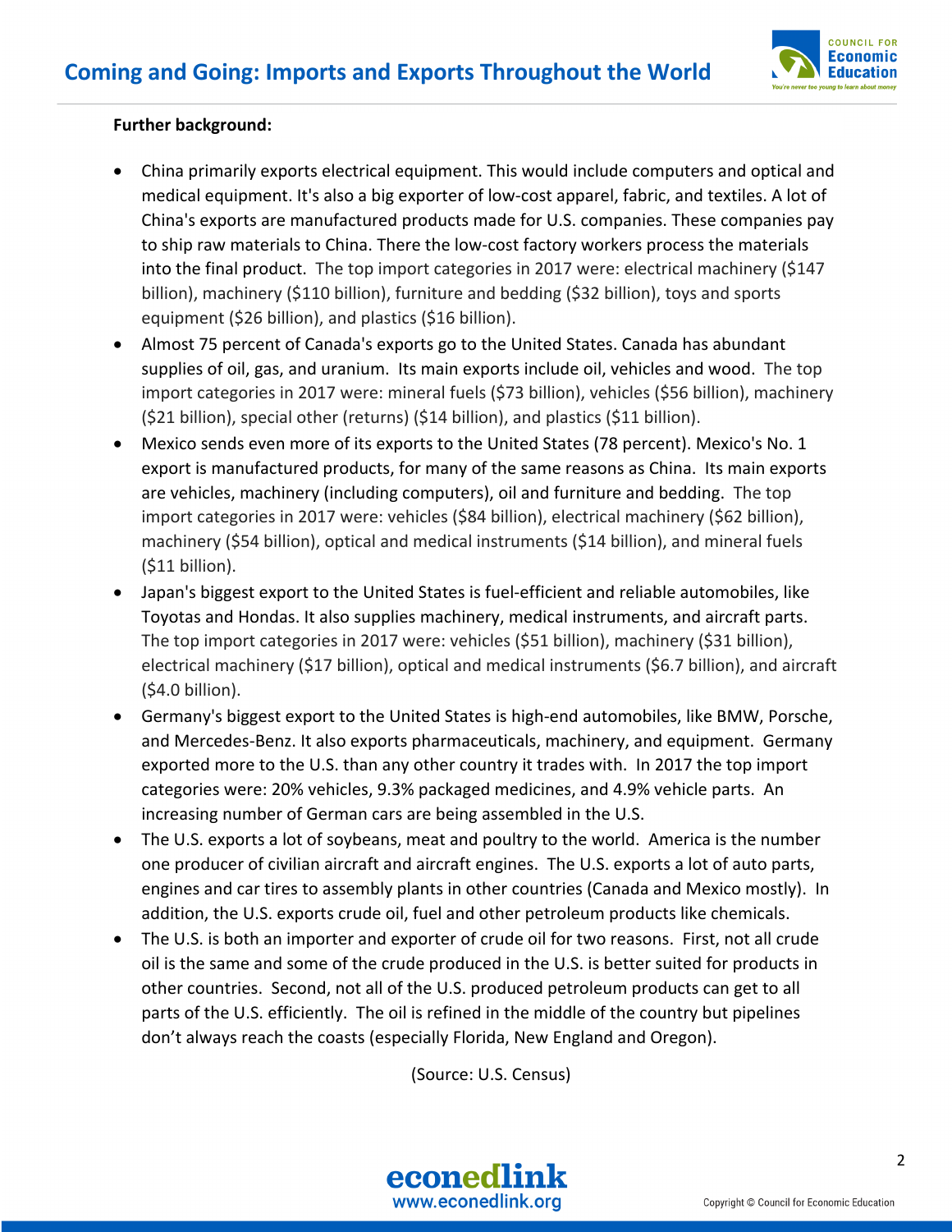**Further background:**

- China primarily exports electrical equipment. This would include computers and optical and medical equipment. It's also a big exporter of low-cost apparel, fabric, and textiles. A lot of China's exports are manufactured products made for U.S. companies. These companies pay to ship raw materials to China. There the low-cost factory workers process the materials into the final product. The top import categories in 2017 were: electrical machinery ($147 billion), machinery ($110 billion), furniture and bedding ($32 billion), toys and sports equipment ($26 billion), and plastics ($16 billion).
- Almost 75 percent of Canada's exports go to the United States. Canada has abundant supplies of oil, gas, and uranium. Its main exports include oil, vehicles and wood. The top import categories in 2017 were: mineral fuels ($73 billion), vehicles ($56 billion), machinery ($21 billion), special other (returns) ($14 billion), and plastics ($11 billion).
- Mexico sends even more of its exports to the United States (78 percent). Mexico's No. 1 export is manufactured products, for many of the same reasons as China. Its main exports are vehicles, machinery (including computers), oil and furniture and bedding. The top import categories in 2017 were: vehicles ($84 billion), electrical machinery ($62 billion), machinery ($54 billion), optical and medical instruments ($14 billion), and mineral fuels ($11 billion).
- Japan's biggest export to the United States is fuel-efficient and reliable automobiles, like Toyotas and Hondas. It also supplies machinery, medical instruments, and aircraft parts. The top import categories in 2017 were: vehicles ($51 billion), machinery ($31 billion), electrical machinery ($17 billion), optical and medical instruments ($6.7 billion), and aircraft ($4.0 billion).
- Germany's biggest export to the United States is high-end automobiles, like BMW, Porsche, and Mercedes-Benz. It also exports pharmaceuticals, machinery, and equipment. Germany exported more to the U.S. than any other country it trades with. In 2017 the top import categories were: 20% vehicles, 9.3% packaged medicines, and 4.9% vehicle parts. An increasing number of German cars are being assembled in the U.S.
- The U.S. exports a lot of soybeans, meat and poultry to the world. America is the number one producer of civilian aircraft and aircraft engines. The U.S. exports a lot of auto parts, engines and car tires to assembly plants in other countries (Canada and Mexico mostly). In addition, the U.S. exports crude oil, fuel and other petroleum products like chemicals.
- The U.S. is both an importer and exporter of crude oil for two reasons. First, not all crude oil is the same and some of the crude produced in the U.S. is better suited for products in other countries. Second, not all of the U.S. produced petroleum products can get to all parts of the U.S. efficiently. The oil is refined in the middle of the country but pipelines don't always reach the coasts (especially Florida, New England and Oregon).

(Source: U.S. Census)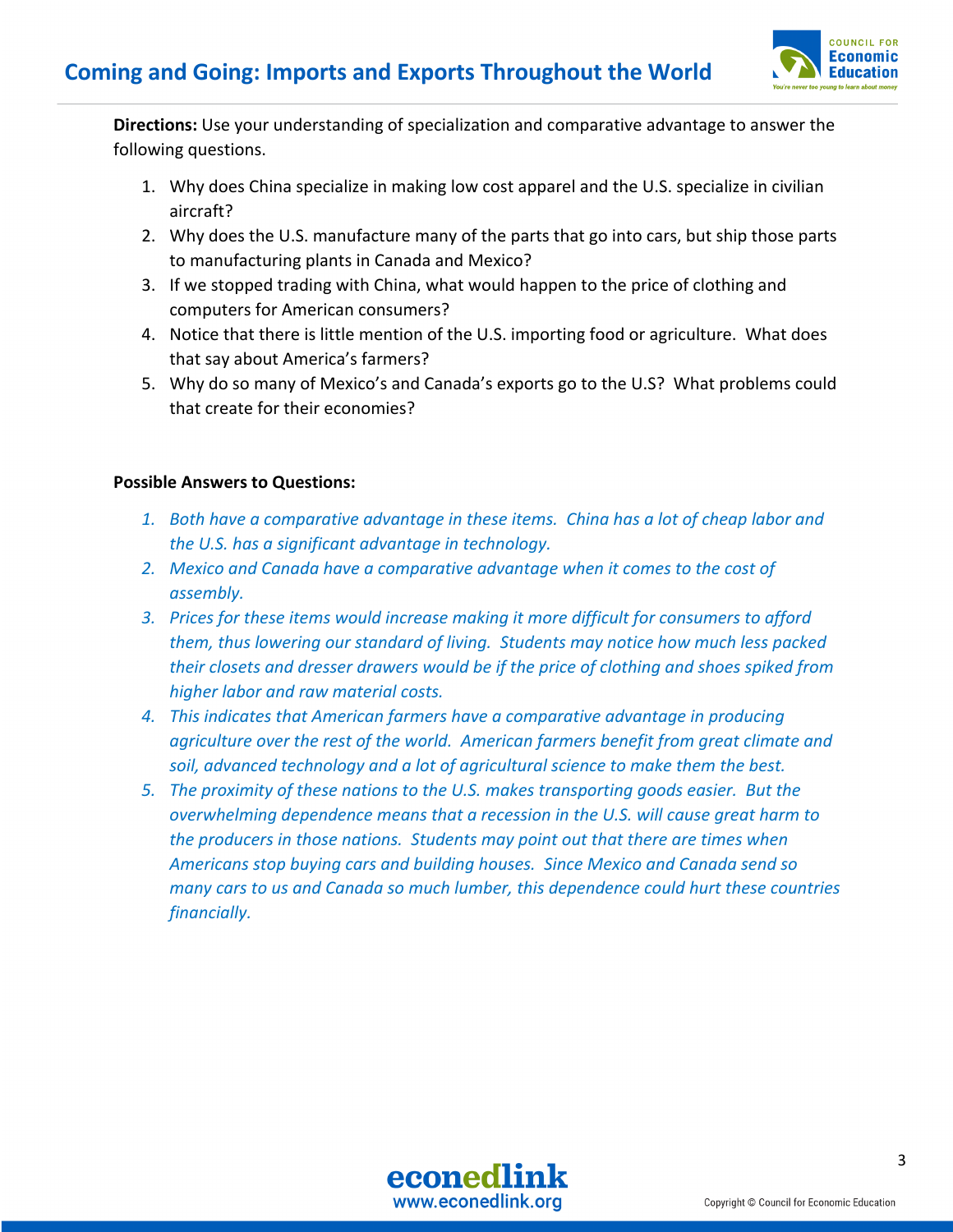**Directions:** Use your understanding of specialization and comparative advantage to answer the following questions.

1. Why does China specialize in making low cost apparel and the U.S. specialize in civilian aircraft?
2. Why does the U.S. manufacture many of the parts that go into cars, but ship those parts to manufacturing plants in Canada and Mexico?
3. If we stopped trading with China, what would happen to the price of clothing and computers for American consumers?
4. Notice that there is little mention of the U.S. importing food or agriculture. What does that say about America's farmers?
5. Why do so many of Mexico's and Canada's exports go to the U.S? What problems could that create for their economies?

**Possible Answers to Questions:**

1. *Both have a comparative advantage in these items. China has a lot of cheap labor and the U.S. has a significant advantage in technology.*
2. *Mexico and Canada have a comparative advantage when it comes to the cost of assembly.*
3. *Prices for these items would increase making it more difficult for consumers to afford them, thus lowering our standard of living. Students may notice how much less packed their closets and dresser drawers would be if the price of clothing and shoes spiked from higher labor and raw material costs.*
4. *This indicates that American farmers have a comparative advantage in producing agriculture over the rest of the world. American farmers benefit from great climate and soil, advanced technology and a lot of agricultural science to make them the best.*
5. *The proximity of these nations to the U.S. makes transporting goods easier. But the overwhelming dependence means that a recession in the U.S. will cause great harm to the producers in those nations. Students may point out that there are times when Americans stop buying cars and building houses. Since Mexico and Canada send so many cars to us and Canada so much lumber, this dependence could hurt these countries financially.*